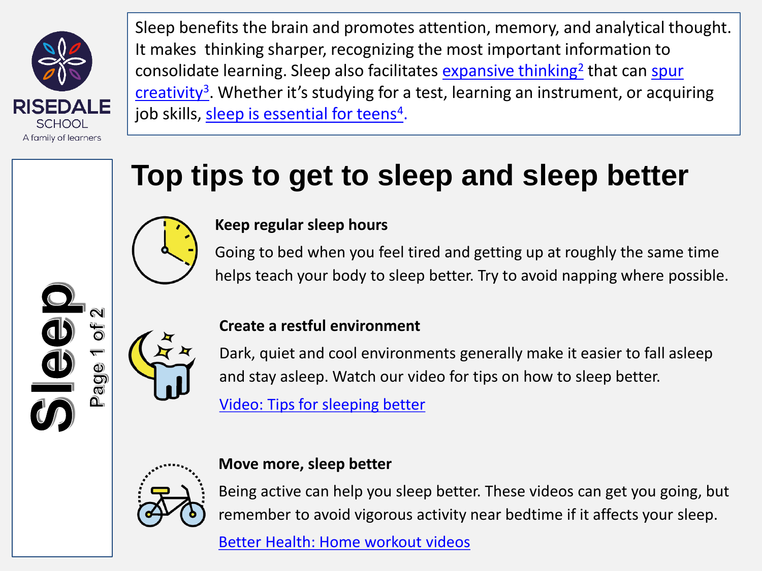RISEDALE SCHOOL
A family of learners

Sleep benefits the brain and promotes attention, memory, and analytical thought. It makes thinking sharper, recognizing the most important information to consolidate learning. Sleep also facilitates expansive thinking[2] that can spur creativity[3]. Whether it's studying for a test, learning an instrument, or acquiring job skills, sleep is essential for teens[4].

# Sleep

# Top tips to get to sleep and sleep better

### Keep regular sleep hours

Going to bed when you feel tired and getting up at roughly the same time helps teach your body to sleep better. Try to avoid napping where possible.

### Create a restful environment

Dark, quiet and cool environments generally make it easier to fall asleep and stay asleep. Watch our video for tips on how to sleep better.

Video: Tips for sleeping better

### Move more, sleep better

Being active can help you sleep better. These videos can get you going, but remember to avoid vigorous activity near bedtime if it affects your sleep.

Better Health: Home workout videos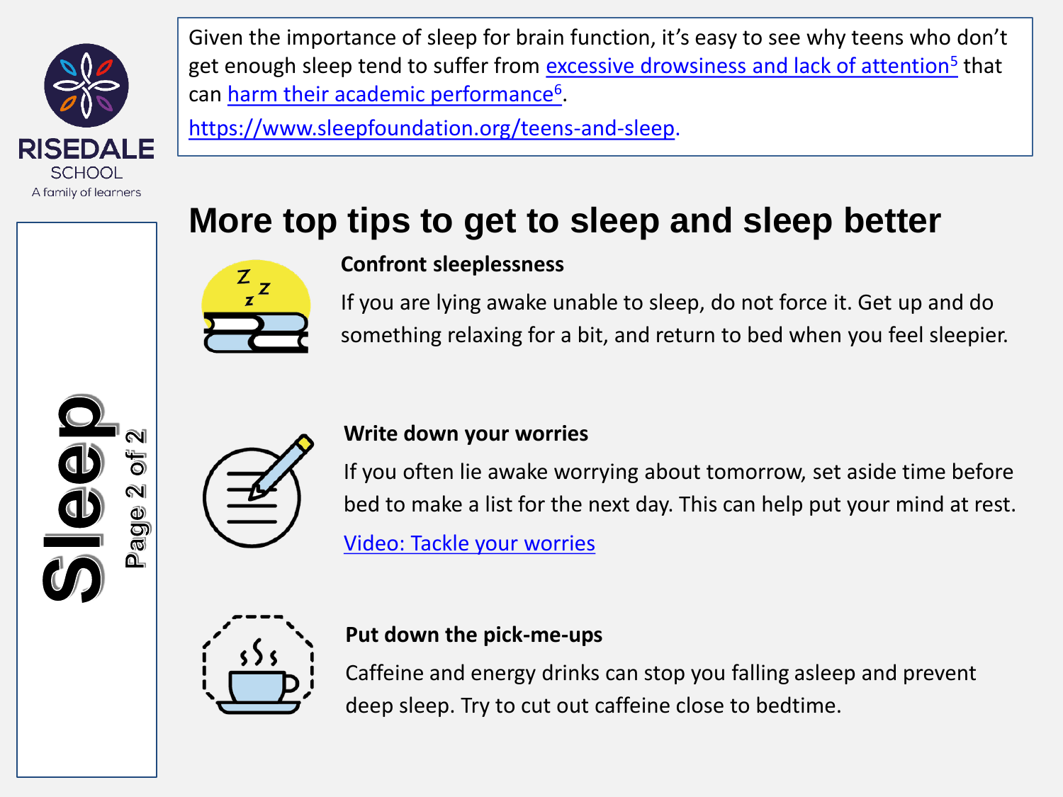Given the importance of sleep for brain function, it's easy to see why teens who don't get enough sleep tend to suffer from excessive drowsiness and lack of attention[5] that can harm their academic performance[6].

https://www.sleepfoundation.org/teens-and-sleep.

# More top tips to get to sleep and sleep better

**Confront sleeplessness**

If you are lying awake unable to sleep, do not force it. Get up and do something relaxing for a bit, and return to bed when you feel sleepier.

**Write down your worries**

If you often lie awake worrying about tomorrow, set aside time before bed to make a list for the next day. This can help put your mind at rest.

Video: Tackle your worries

**Put down the pick-me-ups**

Caffeine and energy drinks can stop you falling asleep and prevent deep sleep. Try to cut out caffeine close to bedtime.